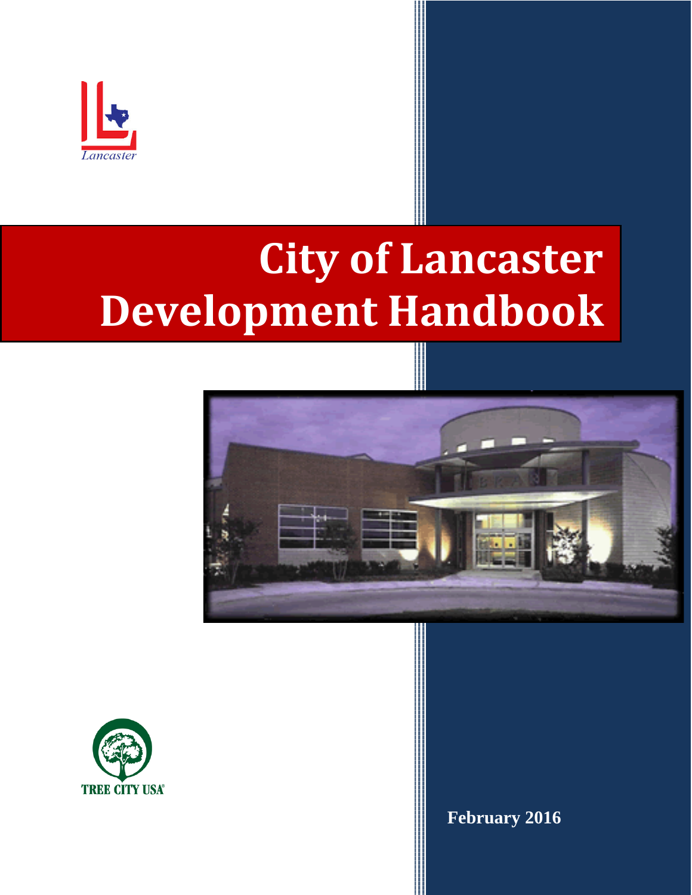Lancaster

# City of Lancaster Development Handbook

TREE CITY USA®

**February 2016**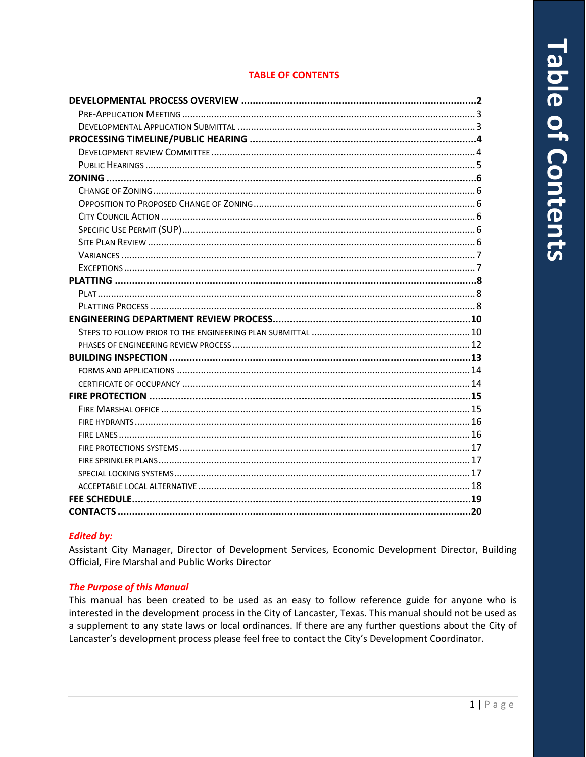# TABLE OF CONTENTS

**DEVELOPMENTAL PROCESS OVERVIEW** .................................................................................... **2**
- Pre-Application Meeting .................................................................................................... 3
- Developmental Application Submittal ............................................................................... 3

**PROCESSING TIMELINE/PUBLIC HEARING** ............................................................................. **4**
- Development Review Committee ....................................................................................... 4
- Public Hearings .................................................................................................................. 5

**ZONING** ..................................................................................................................................... **6**
- Change of Zoning ............................................................................................................... 6
- Opposition to Proposed Change of Zoning ......................................................................... 6
- City Council Action ............................................................................................................ 6
- Specific Use Permit (SUP) .................................................................................................. 6
- Site Plan Review ................................................................................................................ 6
- Variances ........................................................................................................................... 7
- Exceptions .......................................................................................................................... 7

**PLATTING** ................................................................................................................................. **8**
- Plat ..................................................................................................................................... 8
- Platting Process .................................................................................................................. 8

**ENGINEERING DEPARTMENT REVIEW PROCESS** ................................................................... **10**
- STEPS TO FOLLOW PRIOR TO THE ENGINEERING PLAN SUBMITTAL .......................................... 10
- PHASES OF ENGINEERING REVIEW PROCESS ......................................................................... 12

**BUILDING INSPECTION** ............................................................................................................ **13**
- FORMS AND APPLICATIONS ................................................................................................. 14
- CERTIFICATE OF OCCUPANCY .............................................................................................. 14

**FIRE PROTECTION** ................................................................................................................... **15**
- Fire Marshal Office ............................................................................................................ 15
- FIRE HYDRANTS ................................................................................................................. 16
- FIRE LANES ....................................................................................................................... 16
- FIRE PROTECTIONS SYSTEMS ............................................................................................... 17
- FIRE SPRINKLER PLANS ...................................................................................................... 17
- SPECIAL LOCKING SYSTEMS ................................................................................................ 17
- ACCEPTABLE LOCAL ALTERNATIVE ....................................................................................... 18

**FEE SCHEDULE** ........................................................................................................................ **19**

**CONTACTS** ............................................................................................................................... **20**

***Edited by:***

Assistant City Manager, Director of Development Services, Economic Development Director, Building Official, Fire Marshal and Public Works Director

***The Purpose of this Manual***

This manual has been created to be used as an easy to follow reference guide for anyone who is interested in the development process in the City of Lancaster, Texas. This manual should not be used as a supplement to any state laws or local ordinances. If there are any further questions about the City of Lancaster's development process please feel free to contact the City's Development Coordinator.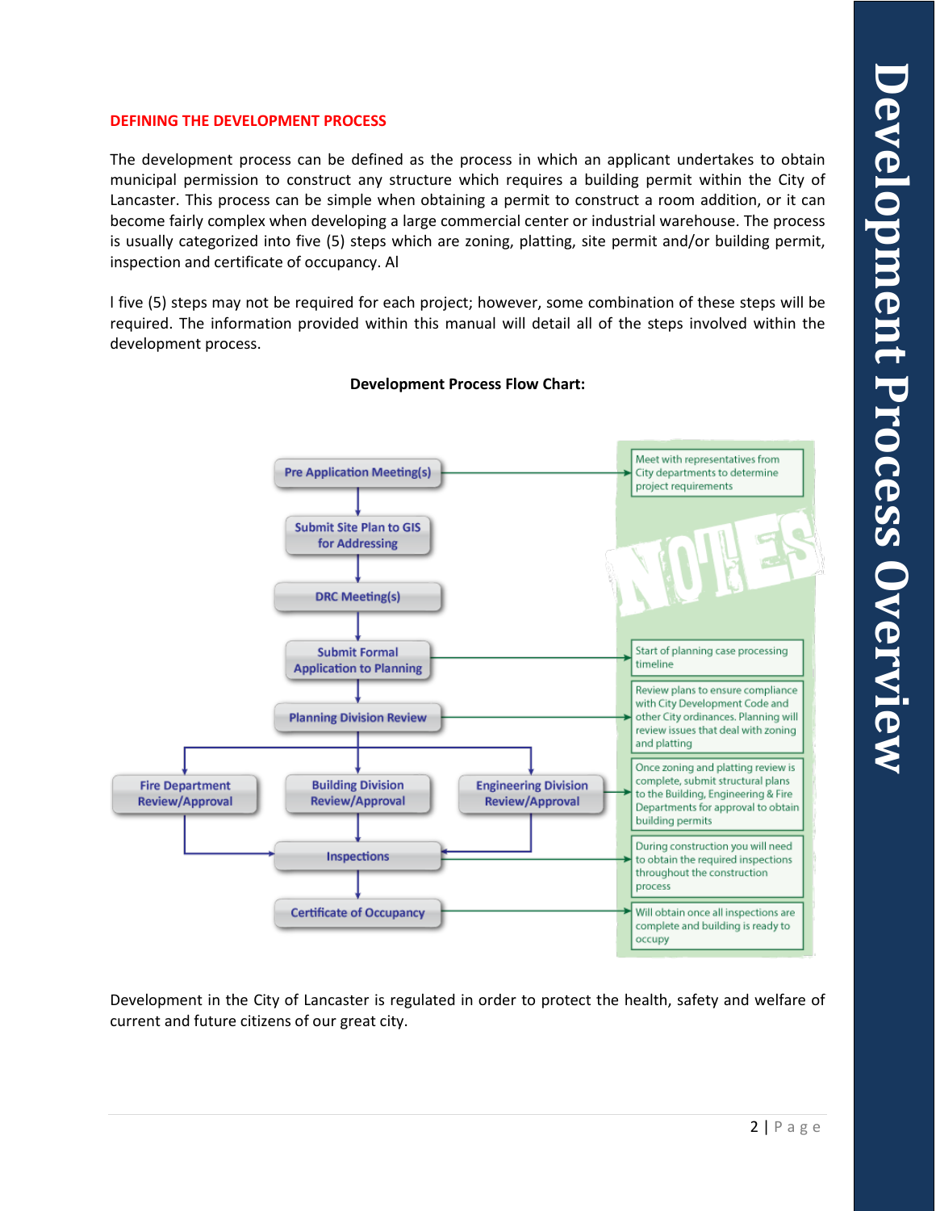## DEFINING THE DEVELOPMENT PROCESS

The development process can be defined as the process in which an applicant undertakes to obtain municipal permission to construct any structure which requires a building permit within the City of Lancaster. This process can be simple when obtaining a permit to construct a room addition, or it can become fairly complex when developing a large commercial center or industrial warehouse. The process is usually categorized into five (5) steps which are zoning, platting, site permit and/or building permit, inspection and certificate of occupancy. Al

l five (5) steps may not be required for each project; however, some combination of these steps will be required. The information provided within this manual will detail all of the steps involved within the development process.

**Development Process Flow Chart:**

| Step | Notes |
|---|---|
| Pre Application Meeting(s) | Meet with representatives from City departments to determine project requirements |
| Submit Site Plan to GIS for Addressing | |
| DRC Meeting(s) | |
| Submit Formal Application to Planning | Start of planning case processing timeline |
| Planning Division Review | Review plans to ensure compliance with City Development Code and other City ordinances. Planning will review issues that deal with zoning and platting |
| Fire Department Review/Approval; Building Division Review/Approval; Engineering Division Review/Approval | Once zoning and platting review is complete, submit structural plans to the Building, Engineering & Fire Departments for approval to obtain building permits |
| Inspections | During construction you will need to obtain the required inspections throughout the construction process |
| Certificate of Occupancy | Will obtain once all inspections are complete and building is ready to occupy |

Development in the City of Lancaster is regulated in order to protect the health, safety and welfare of current and future citizens of our great city.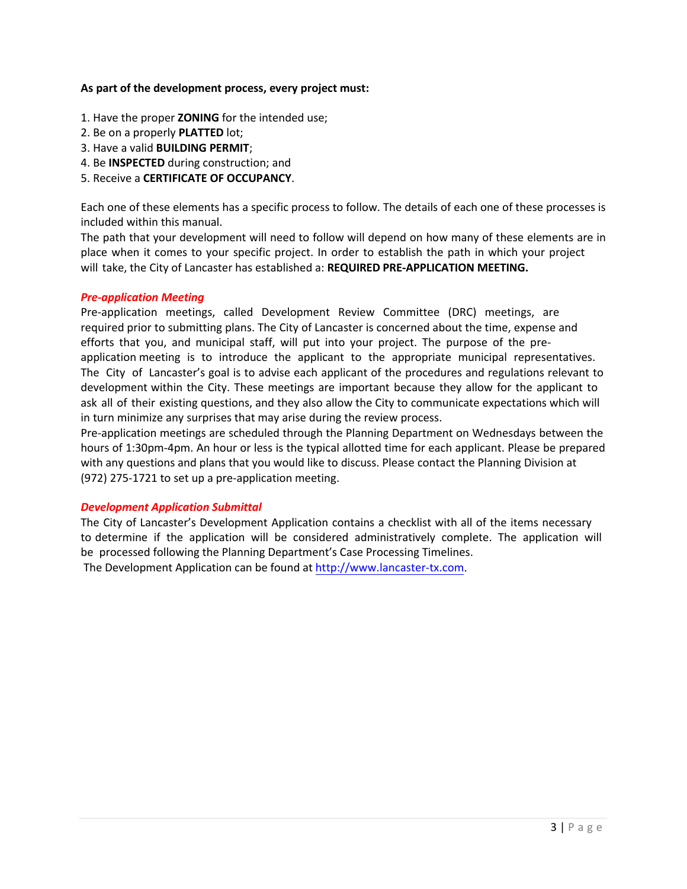**As part of the development process, every project must:**

1. Have the proper **ZONING** for the intended use;
2. Be on a properly **PLATTED** lot;
3. Have a valid **BUILDING PERMIT**;
4. Be **INSPECTED** during construction; and
5. Receive a **CERTIFICATE OF OCCUPANCY**.

Each one of these elements has a specific process to follow. The details of each one of these processes is included within this manual.
The path that your development will need to follow will depend on how many of these elements are in place when it comes to your specific project. In order to establish the path in which your project will take, the City of Lancaster has established a: **REQUIRED PRE-APPLICATION MEETING.**

### *Pre-application Meeting*

Pre-application meetings, called Development Review Committee (DRC) meetings, are required prior to submitting plans. The City of Lancaster is concerned about the time, expense and efforts that you, and municipal staff, will put into your project. The purpose of the pre-application meeting is to introduce the applicant to the appropriate municipal representatives. The City of Lancaster's goal is to advise each applicant of the procedures and regulations relevant to development within the City. These meetings are important because they allow for the applicant to ask all of their existing questions, and they also allow the City to communicate expectations which will in turn minimize any surprises that may arise during the review process.
Pre-application meetings are scheduled through the Planning Department on Wednesdays between the hours of 1:30pm-4pm. An hour or less is the typical allotted time for each applicant. Please be prepared with any questions and plans that you would like to discuss. Please contact the Planning Division at (972) 275-1721 to set up a pre-application meeting.

### *Development Application Submittal*

The City of Lancaster's Development Application contains a checklist with all of the items necessary to determine if the application will be considered administratively complete. The application will be processed following the Planning Department's Case Processing Timelines.
The Development Application can be found at http://www.lancaster-tx.com.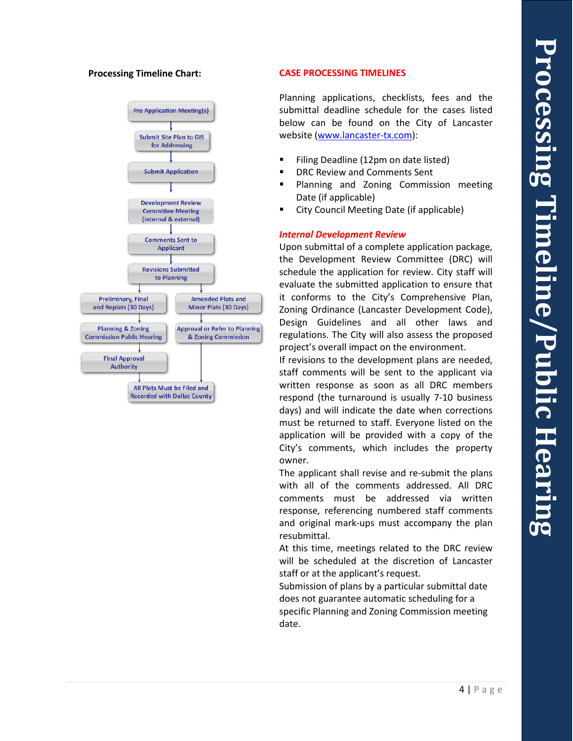# Processing Timeline/Public Hearing

**Processing Timeline Chart:**

- Pre Application Meeting(s)
- Submit Site Plan to GIS for Addressing
- Submit Application
- Development Review Committee Meeting (internal & external)
- Comments Sent to Applicant
- Revisions Submitted to Planning
  - Preliminary, Final and Replats (30 Days)
    - Planning & Zoning Commission Public Hearing
    - Final Approval Authority
  - Amended Plats and Minor Plats (30 Days)
    - Approval or Refer to Planning & Zoning Commission
- All Plats Must be Filed and Recorded with Dallas County

## CASE PROCESSING TIMELINES

Planning applications, checklists, fees and the submittal deadline schedule for the cases listed below can be found on the City of Lancaster website (www.lancaster-tx.com):

- Filing Deadline (12pm on date listed)
- DRC Review and Comments Sent
- Planning and Zoning Commission meeting Date (if applicable)
- City Council Meeting Date (if applicable)

### *Internal Development Review*

Upon submittal of a complete application package, the Development Review Committee (DRC) will schedule the application for review. City staff will evaluate the submitted application to ensure that it conforms to the City's Comprehensive Plan, Zoning Ordinance (Lancaster Development Code), Design Guidelines and all other laws and regulations. The City will also assess the proposed project's overall impact on the environment.

If revisions to the development plans are needed, staff comments will be sent to the applicant via written response as soon as all DRC members respond (the turnaround is usually 7-10 business days) and will indicate the date when corrections must be returned to staff. Everyone listed on the application will be provided with a copy of the City's comments, which includes the property owner.

The applicant shall revise and re-submit the plans with all of the comments addressed. All DRC comments must be addressed via written response, referencing numbered staff comments and original mark-ups must accompany the plan resubmittal.

At this time, meetings related to the DRC review will be scheduled at the discretion of Lancaster staff or at the applicant's request.

Submission of plans by a particular submittal date does not guarantee automatic scheduling for a specific Planning and Zoning Commission meeting date.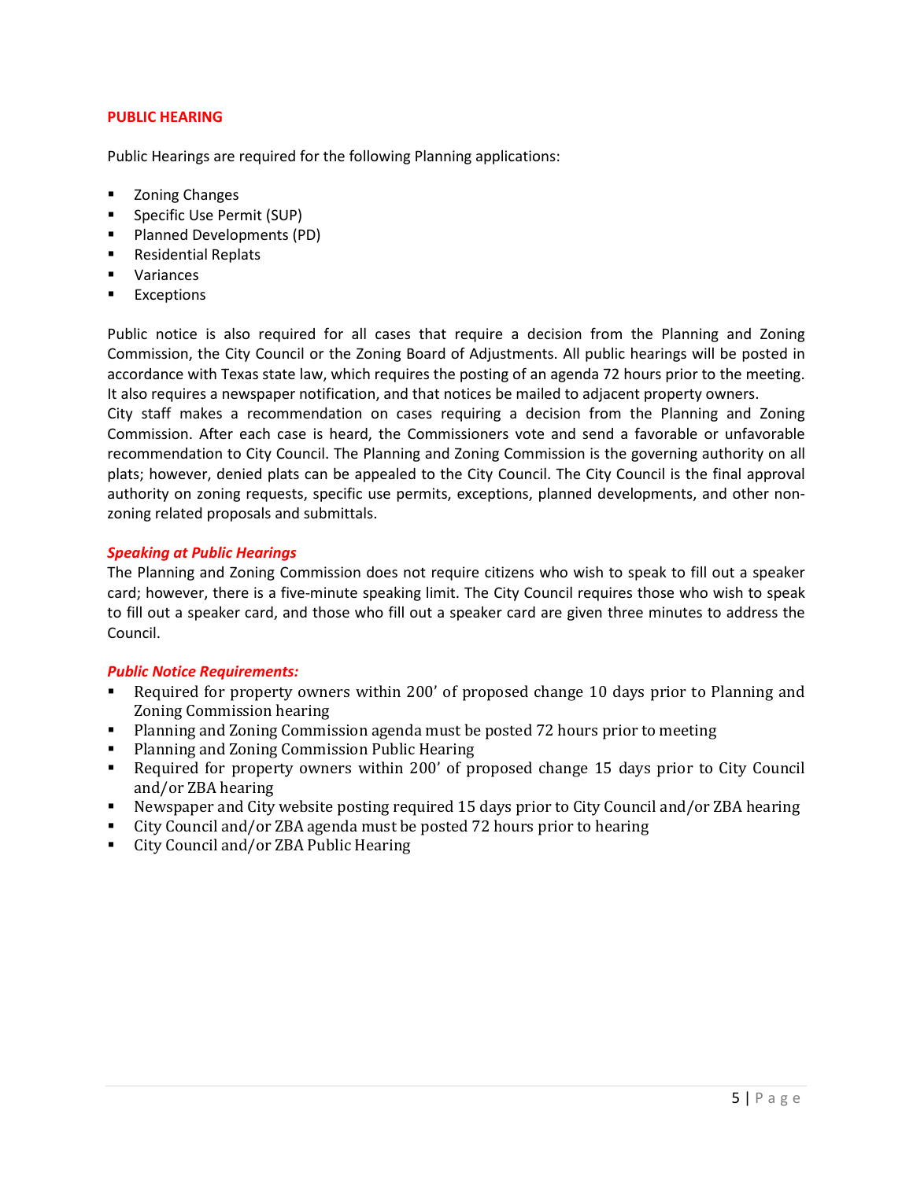## PUBLIC HEARING

Public Hearings are required for the following Planning applications:

- Zoning Changes
- Specific Use Permit (SUP)
- Planned Developments (PD)
- Residential Replats
- Variances
- Exceptions

Public notice is also required for all cases that require a decision from the Planning and Zoning Commission, the City Council or the Zoning Board of Adjustments. All public hearings will be posted in accordance with Texas state law, which requires the posting of an agenda 72 hours prior to the meeting. It also requires a newspaper notification, and that notices be mailed to adjacent property owners.
City staff makes a recommendation on cases requiring a decision from the Planning and Zoning Commission. After each case is heard, the Commissioners vote and send a favorable or unfavorable recommendation to City Council. The Planning and Zoning Commission is the governing authority on all plats; however, denied plats can be appealed to the City Council. The City Council is the final approval authority on zoning requests, specific use permits, exceptions, planned developments, and other non-zoning related proposals and submittals.

### *Speaking at Public Hearings*

The Planning and Zoning Commission does not require citizens who wish to speak to fill out a speaker card; however, there is a five-minute speaking limit. The City Council requires those who wish to speak to fill out a speaker card, and those who fill out a speaker card are given three minutes to address the Council.

### *Public Notice Requirements:*

- Required for property owners within 200' of proposed change 10 days prior to Planning and Zoning Commission hearing
- Planning and Zoning Commission agenda must be posted 72 hours prior to meeting
- Planning and Zoning Commission Public Hearing
- Required for property owners within 200' of proposed change 15 days prior to City Council and/or ZBA hearing
- Newspaper and City website posting required 15 days prior to City Council and/or ZBA hearing
- City Council and/or ZBA agenda must be posted 72 hours prior to hearing
- City Council and/or ZBA Public Hearing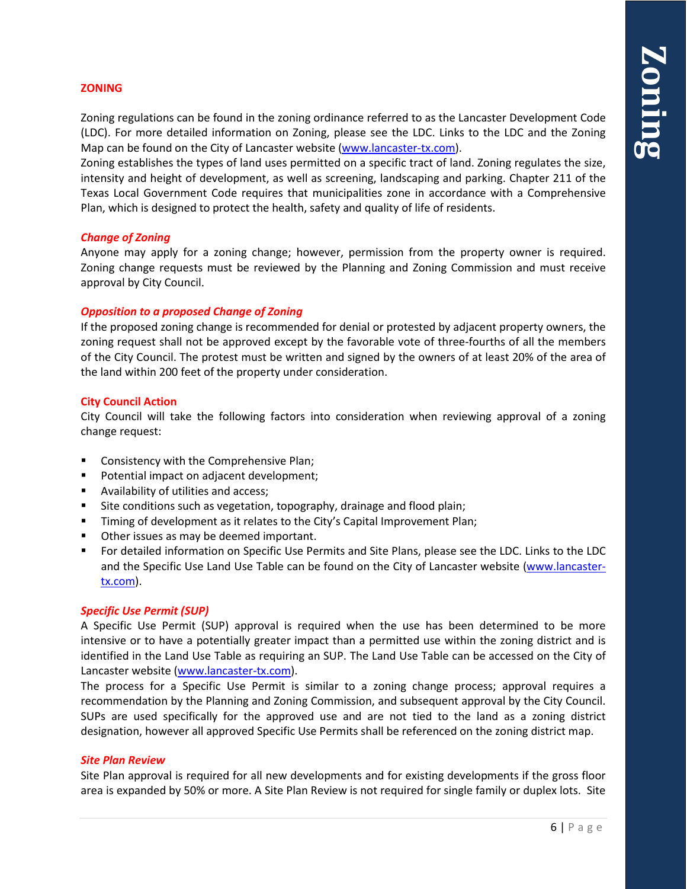## ZONING

Zoning regulations can be found in the zoning ordinance referred to as the Lancaster Development Code (LDC). For more detailed information on Zoning, please see the LDC. Links to the LDC and the Zoning Map can be found on the City of Lancaster website (www.lancaster-tx.com).

Zoning establishes the types of land uses permitted on a specific tract of land. Zoning regulates the size, intensity and height of development, as well as screening, landscaping and parking. Chapter 211 of the Texas Local Government Code requires that municipalities zone in accordance with a Comprehensive Plan, which is designed to protect the health, safety and quality of life of residents.

### *Change of Zoning*

Anyone may apply for a zoning change; however, permission from the property owner is required. Zoning change requests must be reviewed by the Planning and Zoning Commission and must receive approval by City Council.

### *Opposition to a proposed Change of Zoning*

If the proposed zoning change is recommended for denial or protested by adjacent property owners, the zoning request shall not be approved except by the favorable vote of three-fourths of all the members of the City Council. The protest must be written and signed by the owners of at least 20% of the area of the land within 200 feet of the property under consideration.

### City Council Action

City Council will take the following factors into consideration when reviewing approval of a zoning change request:

- Consistency with the Comprehensive Plan;
- Potential impact on adjacent development;
- Availability of utilities and access;
- Site conditions such as vegetation, topography, drainage and flood plain;
- Timing of development as it relates to the City's Capital Improvement Plan;
- Other issues as may be deemed important.
- For detailed information on Specific Use Permits and Site Plans, please see the LDC. Links to the LDC and the Specific Use Land Use Table can be found on the City of Lancaster website (www.lancaster-tx.com).

### *Specific Use Permit (SUP)*

A Specific Use Permit (SUP) approval is required when the use has been determined to be more intensive or to have a potentially greater impact than a permitted use within the zoning district and is identified in the Land Use Table as requiring an SUP. The Land Use Table can be accessed on the City of Lancaster website (www.lancaster-tx.com).

The process for a Specific Use Permit is similar to a zoning change process; approval requires a recommendation by the Planning and Zoning Commission, and subsequent approval by the City Council. SUPs are used specifically for the approved use and are not tied to the land as a zoning district designation, however all approved Specific Use Permits shall be referenced on the zoning district map.

### *Site Plan Review*

Site Plan approval is required for all new developments and for existing developments if the gross floor area is expanded by 50% or more. A Site Plan Review is not required for single family or duplex lots. Site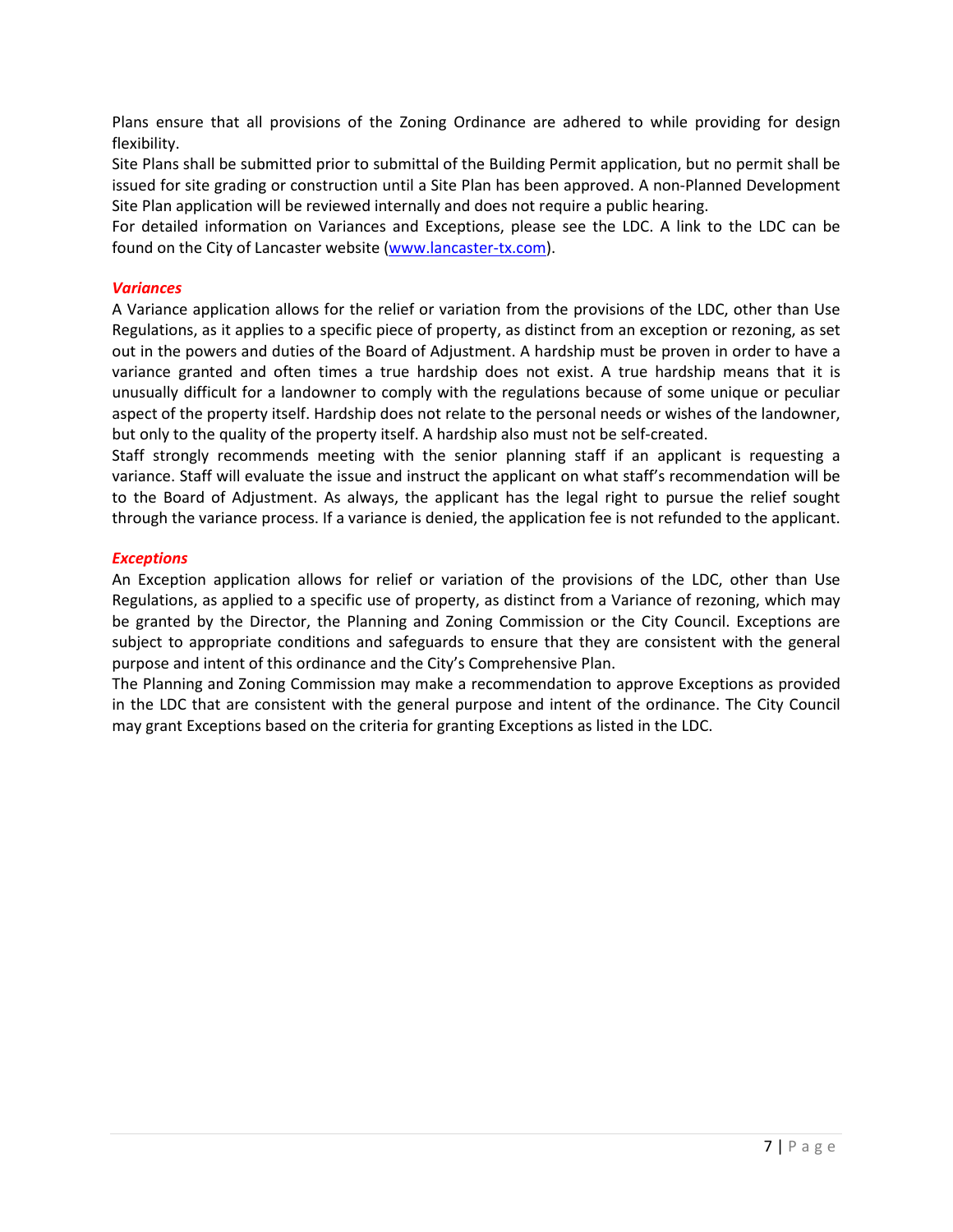Plans ensure that all provisions of the Zoning Ordinance are adhered to while providing for design flexibility.

Site Plans shall be submitted prior to submittal of the Building Permit application, but no permit shall be issued for site grading or construction until a Site Plan has been approved. A non-Planned Development Site Plan application will be reviewed internally and does not require a public hearing.

For detailed information on Variances and Exceptions, please see the LDC. A link to the LDC can be found on the City of Lancaster website ([www.lancaster-tx.com](http://www.lancaster-tx.com)).

### *Variances*

A Variance application allows for the relief or variation from the provisions of the LDC, other than Use Regulations, as it applies to a specific piece of property, as distinct from an exception or rezoning, as set out in the powers and duties of the Board of Adjustment. A hardship must be proven in order to have a variance granted and often times a true hardship does not exist. A true hardship means that it is unusually difficult for a landowner to comply with the regulations because of some unique or peculiar aspect of the property itself. Hardship does not relate to the personal needs or wishes of the landowner, but only to the quality of the property itself. A hardship also must not be self-created.

Staff strongly recommends meeting with the senior planning staff if an applicant is requesting a variance. Staff will evaluate the issue and instruct the applicant on what staff's recommendation will be to the Board of Adjustment. As always, the applicant has the legal right to pursue the relief sought through the variance process. If a variance is denied, the application fee is not refunded to the applicant.

### *Exceptions*

An Exception application allows for relief or variation of the provisions of the LDC, other than Use Regulations, as applied to a specific use of property, as distinct from a Variance of rezoning, which may be granted by the Director, the Planning and Zoning Commission or the City Council. Exceptions are subject to appropriate conditions and safeguards to ensure that they are consistent with the general purpose and intent of this ordinance and the City's Comprehensive Plan.

The Planning and Zoning Commission may make a recommendation to approve Exceptions as provided in the LDC that are consistent with the general purpose and intent of the ordinance. The City Council may grant Exceptions based on the criteria for granting Exceptions as listed in the LDC.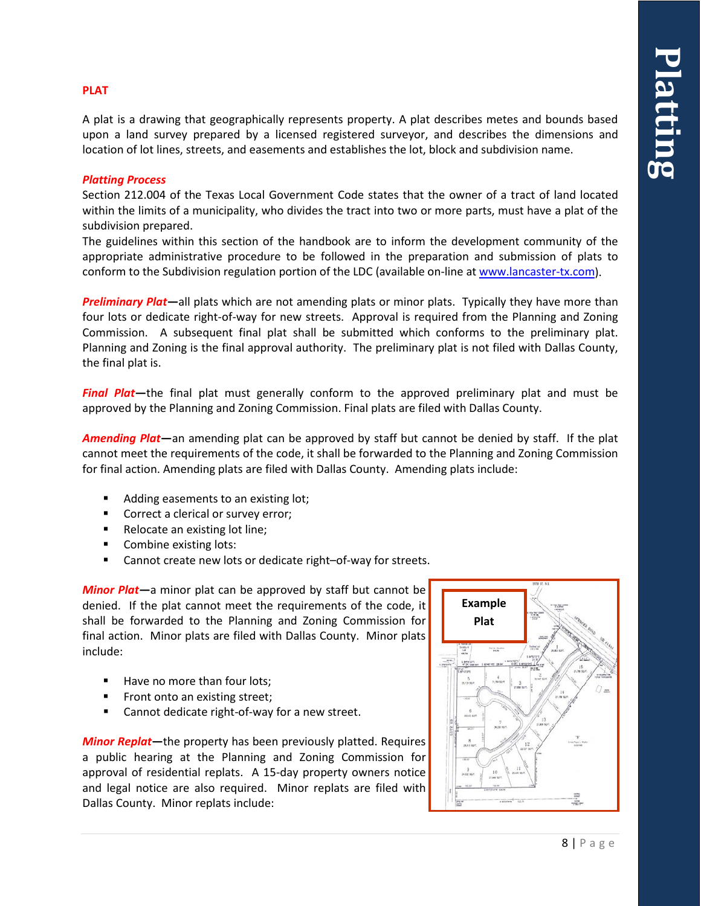## PLAT

A plat is a drawing that geographically represents property. A plat describes metes and bounds based upon a land survey prepared by a licensed registered surveyor, and describes the dimensions and location of lot lines, streets, and easements and establishes the lot, block and subdivision name.

### *Platting Process*

Section 212.004 of the Texas Local Government Code states that the owner of a tract of land located within the limits of a municipality, who divides the tract into two or more parts, must have a plat of the subdivision prepared.

The guidelines within this section of the handbook are to inform the development community of the appropriate administrative procedure to be followed in the preparation and submission of plats to conform to the Subdivision regulation portion of the LDC (available on-line at www.lancaster-tx.com).

***Preliminary Plat*—**all plats which are not amending plats or minor plats. Typically they have more than four lots or dedicate right-of-way for new streets. Approval is required from the Planning and Zoning Commission. A subsequent final plat shall be submitted which conforms to the preliminary plat. Planning and Zoning is the final approval authority. The preliminary plat is not filed with Dallas County, the final plat is.

***Final Plat*—**the final plat must generally conform to the approved preliminary plat and must be approved by the Planning and Zoning Commission. Final plats are filed with Dallas County.

***Amending Plat*—**an amending plat can be approved by staff but cannot be denied by staff. If the plat cannot meet the requirements of the code, it shall be forwarded to the Planning and Zoning Commission for final action. Amending plats are filed with Dallas County. Amending plats include:

- Adding easements to an existing lot;
- Correct a clerical or survey error;
- Relocate an existing lot line;
- Combine existing lots:
- Cannot create new lots or dedicate right–of-way for streets.

***Minor Plat*—**a minor plat can be approved by staff but cannot be denied. If the plat cannot meet the requirements of the code, it shall be forwarded to the Planning and Zoning Commission for final action. Minor plats are filed with Dallas County. Minor plats include:

- Have no more than four lots;
- Front onto an existing street;
- Cannot dedicate right-of-way for a new street.

**Example Plat**

***Minor Replat*—**the property has been previously platted. Requires a public hearing at the Planning and Zoning Commission for approval of residential replats. A 15-day property owners notice and legal notice are also required. Minor replats are filed with Dallas County. Minor replats include: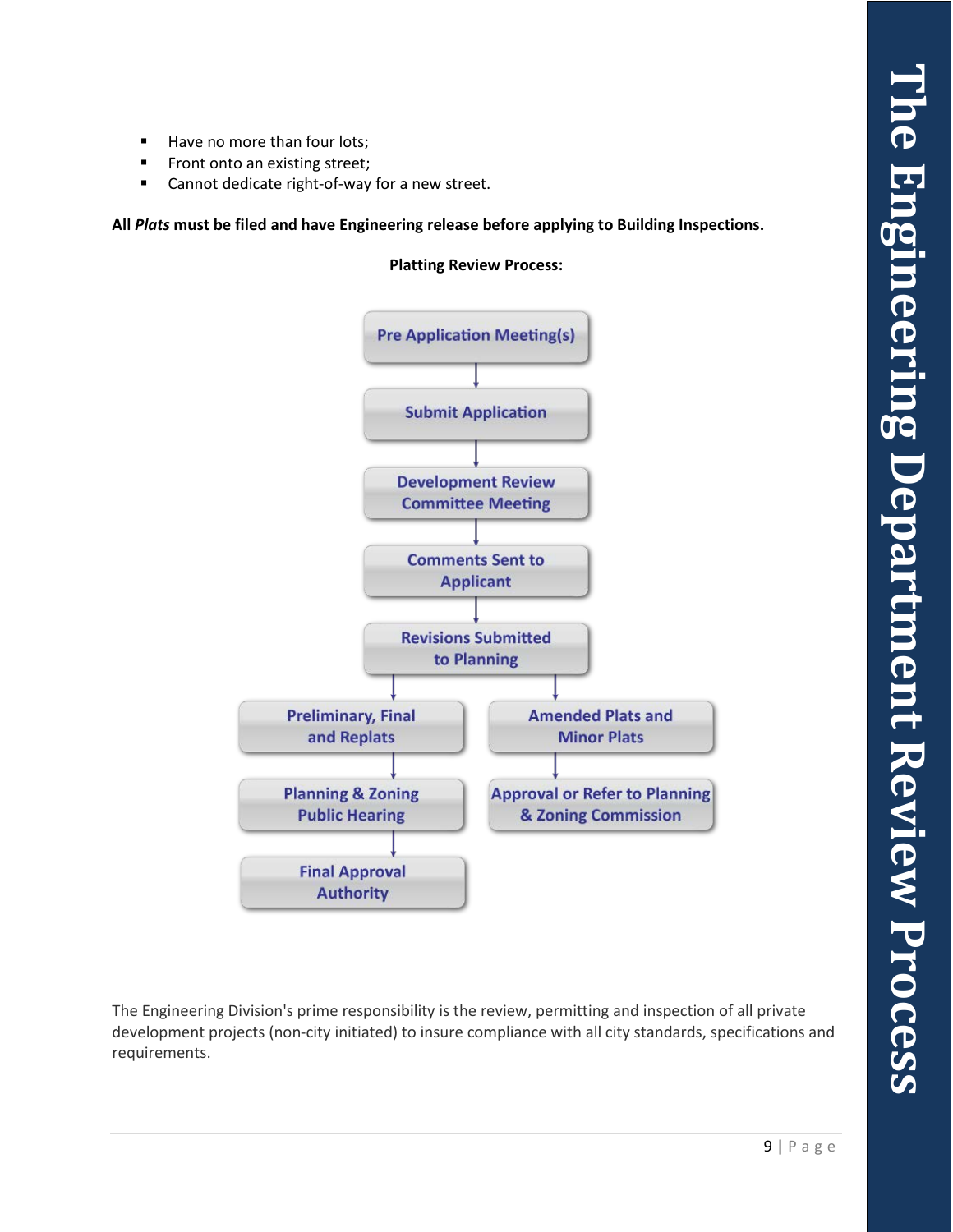- Have no more than four lots;
- Front onto an existing street;
- Cannot dedicate right-of-way for a new street.

**All *Plats* must be filed and have Engineering release before applying to Building Inspections.**

**Platting Review Process:**

Pre Application Meeting(s)

↓

Submit Application

↓

Development Review Committee Meeting

↓

Comments Sent to Applicant

↓

Revisions Submitted to Planning

↓

| Preliminary, Final and Replats | Amended Plats and Minor Plats |
|---|---|
| ↓ | ↓ |
| Planning & Zoning Public Hearing | Approval or Refer to Planning & Zoning Commission |
| ↓ | |
| Final Approval Authority | |

The Engineering Division's prime responsibility is the review, permitting and inspection of all private development projects (non-city initiated) to insure compliance with all city standards, specifications and requirements.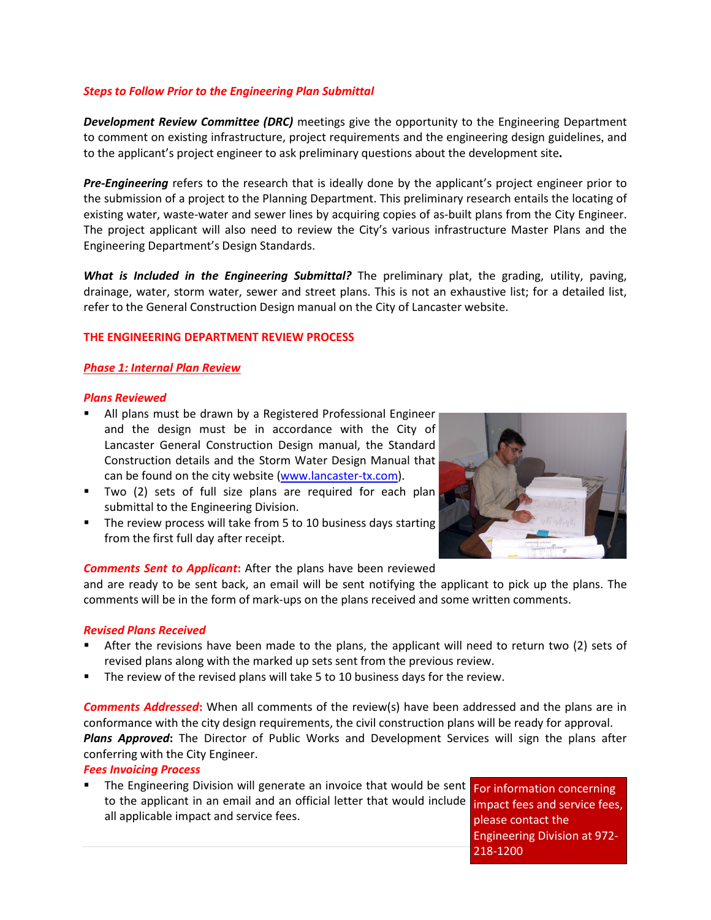***Steps to Follow Prior to the Engineering Plan Submittal***

***Development Review Committee (DRC)*** meetings give the opportunity to the Engineering Department to comment on existing infrastructure, project requirements and the engineering design guidelines, and to the applicant's project engineer to ask preliminary questions about the development site**.**

***Pre-Engineering*** refers to the research that is ideally done by the applicant's project engineer prior to the submission of a project to the Planning Department. This preliminary research entails the locating of existing water, waste-water and sewer lines by acquiring copies of as-built plans from the City Engineer. The project applicant will also need to review the City's various infrastructure Master Plans and the Engineering Department's Design Standards.

***What is Included in the Engineering Submittal?*** The preliminary plat, the grading, utility, paving, drainage, water, storm water, sewer and street plans. This is not an exhaustive list; for a detailed list, refer to the General Construction Design manual on the City of Lancaster website.

## THE ENGINEERING DEPARTMENT REVIEW PROCESS

### ***Phase 1: Internal Plan Review***

***Plans Reviewed***

- All plans must be drawn by a Registered Professional Engineer and the design must be in accordance with the City of Lancaster General Construction Design manual, the Standard Construction details and the Storm Water Design Manual that can be found on the city website (www.lancaster-tx.com).
- Two (2) sets of full size plans are required for each plan submittal to the Engineering Division.
- The review process will take from 5 to 10 business days starting from the first full day after receipt.

***Comments Sent to Applicant*****:** After the plans have been reviewed and are ready to be sent back, an email will be sent notifying the applicant to pick up the plans. The comments will be in the form of mark-ups on the plans received and some written comments.

***Revised Plans Received***

- After the revisions have been made to the plans, the applicant will need to return two (2) sets of revised plans along with the marked up sets sent from the previous review.
- The review of the revised plans will take 5 to 10 business days for the review.

***Comments Addressed*****:** When all comments of the review(s) have been addressed and the plans are in conformance with the city design requirements, the civil construction plans will be ready for approval.

***Plans Approved*****:** The Director of Public Works and Development Services will sign the plans after conferring with the City Engineer.

***Fees Invoicing Process***

- The Engineering Division will generate an invoice that would be sent to the applicant in an email and an official letter that would include all applicable impact and service fees.

For information concerning impact fees and service fees, please contact the Engineering Division at 972-218-1200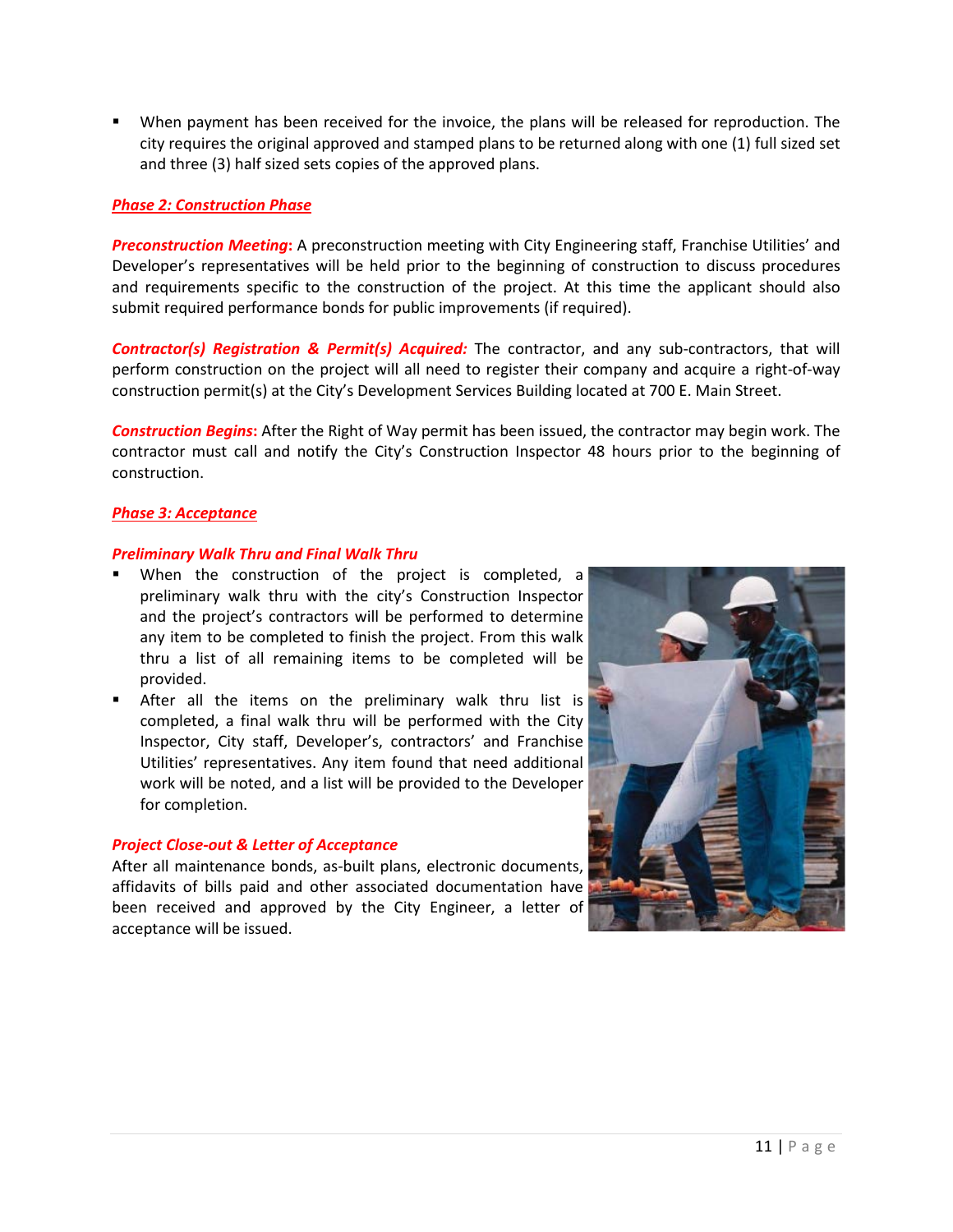- When payment has been received for the invoice, the plans will be released for reproduction. The city requires the original approved and stamped plans to be returned along with one (1) full sized set and three (3) half sized sets copies of the approved plans.

## *Phase 2: Construction Phase*

***Preconstruction Meeting*:** A preconstruction meeting with City Engineering staff, Franchise Utilities' and Developer's representatives will be held prior to the beginning of construction to discuss procedures and requirements specific to the construction of the project. At this time the applicant should also submit required performance bonds for public improvements (if required).

***Contractor(s) Registration & Permit(s) Acquired:*** The contractor, and any sub-contractors, that will perform construction on the project will all need to register their company and acquire a right-of-way construction permit(s) at the City's Development Services Building located at 700 E. Main Street.

***Construction Begins*:** After the Right of Way permit has been issued, the contractor may begin work. The contractor must call and notify the City's Construction Inspector 48 hours prior to the beginning of construction.

## *Phase 3: Acceptance*

### *Preliminary Walk Thru and Final Walk Thru*

- When the construction of the project is completed, a preliminary walk thru with the city's Construction Inspector and the project's contractors will be performed to determine any item to be completed to finish the project. From this walk thru a list of all remaining items to be completed will be provided.
- After all the items on the preliminary walk thru list is completed, a final walk thru will be performed with the City Inspector, City staff, Developer's, contractors' and Franchise Utilities' representatives. Any item found that need additional work will be noted, and a list will be provided to the Developer for completion.

### *Project Close-out & Letter of Acceptance*

After all maintenance bonds, as-built plans, electronic documents, affidavits of bills paid and other associated documentation have been received and approved by the City Engineer, a letter of acceptance will be issued.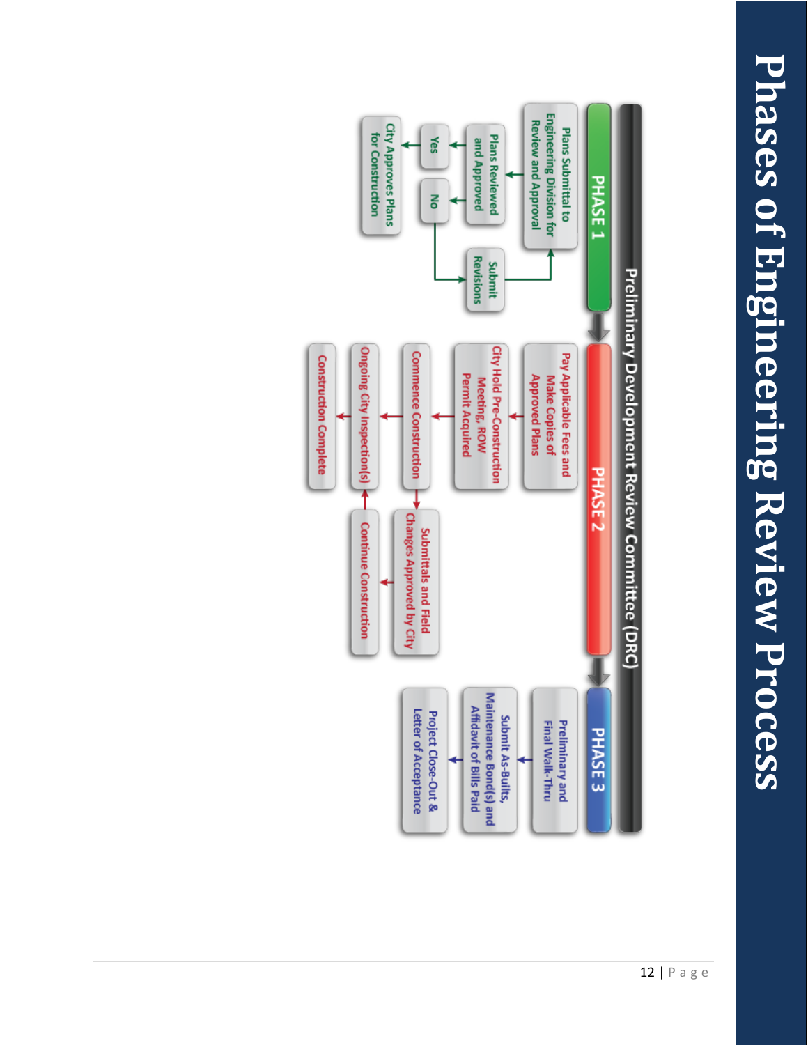# Phases of Engineering Review Process

**Preliminary Development Review Committee (DRC)**

## PHASE 1

- Plans Submittal to Engineering Division for Review and Approval
- Plans Reviewed and Approved
  - Yes → City Approves Plans for Construction
  - No → Submit Revisions → (return to Plans Submittal to Engineering Division for Review and Approval)

## PHASE 2

- Pay Applicable Fees and Make Copies of Approved Plans
- City Hold Pre-Construction Meeting, ROW Permit Acquired
- Commence Construction
  - → Submittals and Field Changes Approved by City → Continue Construction → Ongoing City Inspection(s)
- Ongoing City Inspection(s)
- Construction Complete

## PHASE 3

- Preliminary and Final Walk-Thru
- Submit As-Builts, Maintenance Bond(s) and Affidavit of Bills Paid
- Project Close-Out & Letter of Acceptance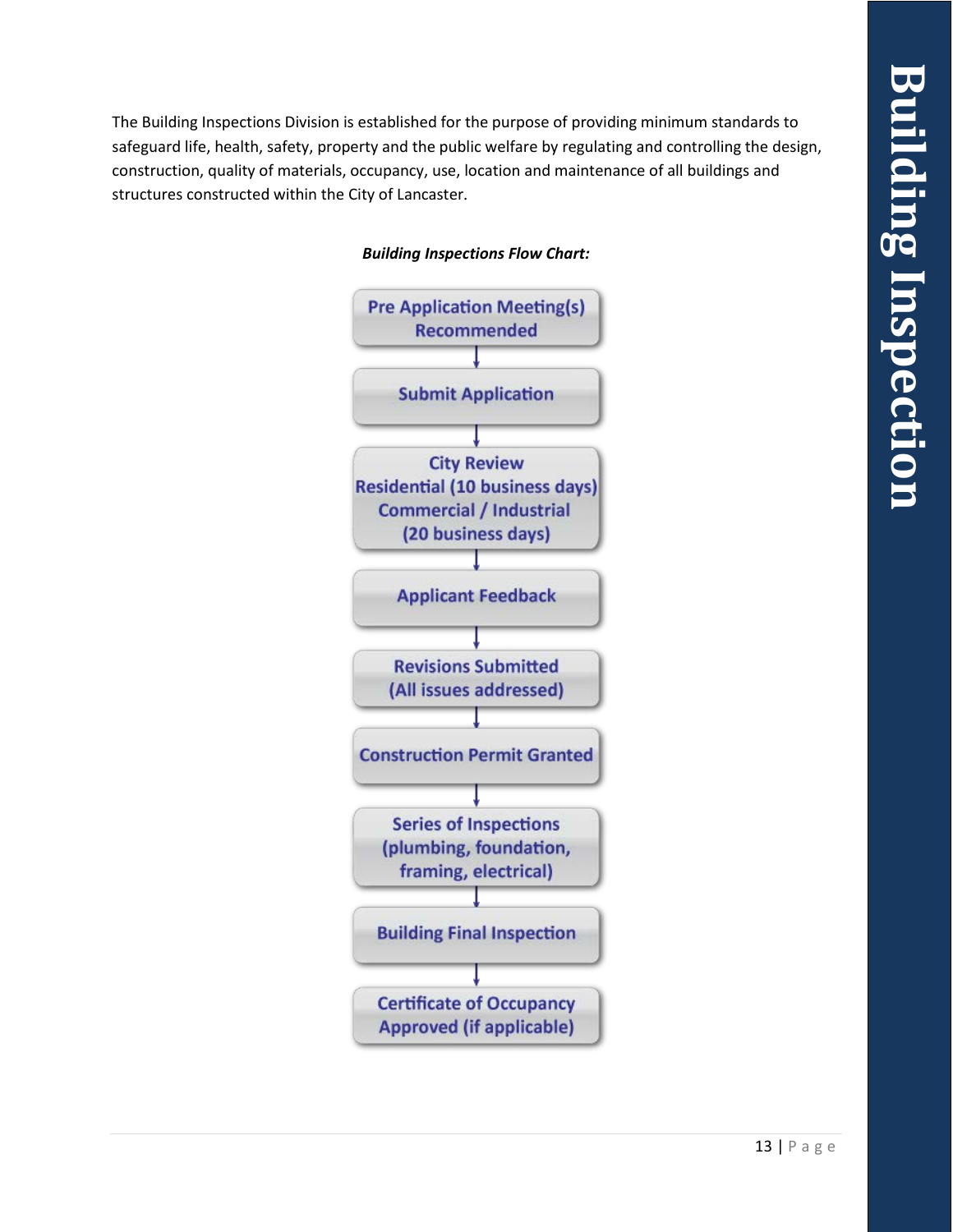# Building Inspection

The Building Inspections Division is established for the purpose of providing minimum standards to safeguard life, health, safety, property and the public welfare by regulating and controlling the design, construction, quality of materials, occupancy, use, location and maintenance of all buildings and structures constructed within the City of Lancaster.

***Building Inspections Flow Chart:***

1. Pre Application Meeting(s) Recommended
2. Submit Application
3. City Review  
   Residential (10 business days)  
   Commercial / Industrial (20 business days)
4. Applicant Feedback
5. Revisions Submitted (All issues addressed)
6. Construction Permit Granted
7. Series of Inspections (plumbing, foundation, framing, electrical)
8. Building Final Inspection
9. Certificate of Occupancy Approved (if applicable)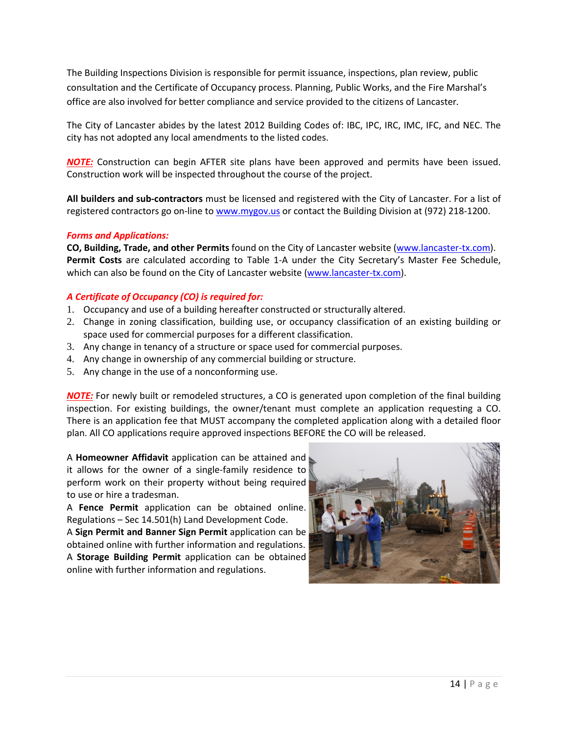The Building Inspections Division is responsible for permit issuance, inspections, plan review, public consultation and the Certificate of Occupancy process. Planning, Public Works, and the Fire Marshal's office are also involved for better compliance and service provided to the citizens of Lancaster.

The City of Lancaster abides by the latest 2012 Building Codes of: IBC, IPC, IRC, IMC, IFC, and NEC. The city has not adopted any local amendments to the listed codes.

***NOTE:*** Construction can begin AFTER site plans have been approved and permits have been issued. Construction work will be inspected throughout the course of the project.

**All builders and sub-contractors** must be licensed and registered with the City of Lancaster. For a list of registered contractors go on-line to www.mygov.us or contact the Building Division at (972) 218-1200.

***Forms and Applications:***

**CO, Building, Trade, and other Permits** found on the City of Lancaster website (www.lancaster-tx.com). **Permit Costs** are calculated according to Table 1-A under the City Secretary's Master Fee Schedule, which can also be found on the City of Lancaster website (www.lancaster-tx.com).

***A Certificate of Occupancy (CO) is required for:***

1. Occupancy and use of a building hereafter constructed or structurally altered.
2. Change in zoning classification, building use, or occupancy classification of an existing building or space used for commercial purposes for a different classification.
3. Any change in tenancy of a structure or space used for commercial purposes.
4. Any change in ownership of any commercial building or structure.
5. Any change in the use of a nonconforming use.

***NOTE:*** For newly built or remodeled structures, a CO is generated upon completion of the final building inspection. For existing buildings, the owner/tenant must complete an application requesting a CO. There is an application fee that MUST accompany the completed application along with a detailed floor plan. All CO applications require approved inspections BEFORE the CO will be released.

A **Homeowner Affidavit** application can be attained and it allows for the owner of a single-family residence to perform work on their property without being required to use or hire a tradesman.

A **Fence Permit** application can be obtained online. Regulations – Sec 14.501(h) Land Development Code.

A **Sign Permit and Banner Sign Permit** application can be obtained online with further information and regulations.

A **Storage Building Permit** application can be obtained online with further information and regulations.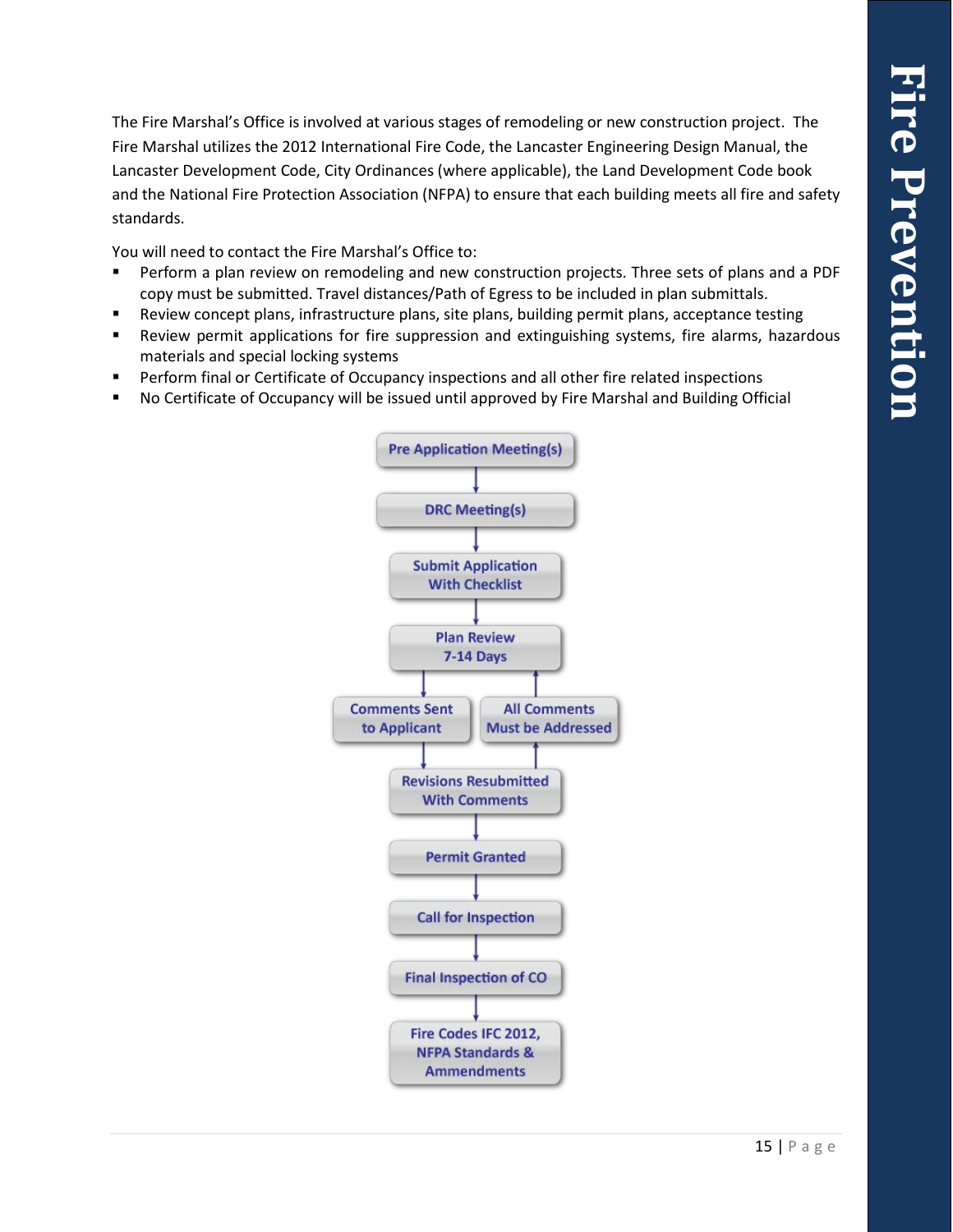# Fire Prevention

The Fire Marshal's Office is involved at various stages of remodeling or new construction project. The Fire Marshal utilizes the 2012 International Fire Code, the Lancaster Engineering Design Manual, the Lancaster Development Code, City Ordinances (where applicable), the Land Development Code book and the National Fire Protection Association (NFPA) to ensure that each building meets all fire and safety standards.

You will need to contact the Fire Marshal's Office to:

- Perform a plan review on remodeling and new construction projects. Three sets of plans and a PDF copy must be submitted. Travel distances/Path of Egress to be included in plan submittals.
- Review concept plans, infrastructure plans, site plans, building permit plans, acceptance testing
- Review permit applications for fire suppression and extinguishing systems, fire alarms, hazardous materials and special locking systems
- Perform final or Certificate of Occupancy inspections and all other fire related inspections
- No Certificate of Occupancy will be issued until approved by Fire Marshal and Building Official

Pre Application Meeting(s)
↓
DRC Meeting(s)
↓
Submit Application With Checklist
↓
Plan Review 7-14 Days
↓ Comments Sent to Applicant ↑ All Comments Must be Addressed
↓
Revisions Resubmitted With Comments
↓
Permit Granted
↓
Call for Inspection
↓
Final Inspection of CO
↓
Fire Codes IFC 2012, NFPA Standards & Ammendments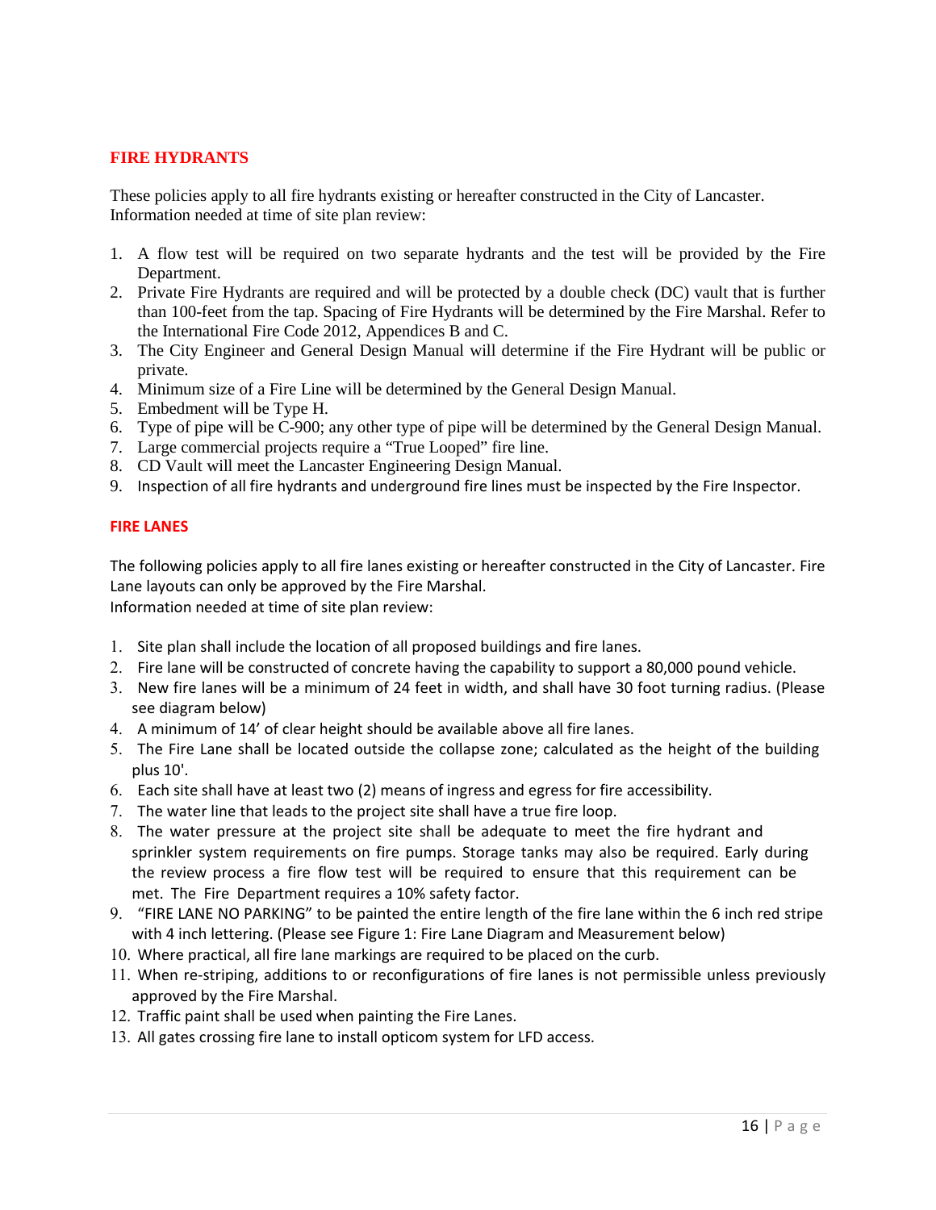## FIRE HYDRANTS

These policies apply to all fire hydrants existing or hereafter constructed in the City of Lancaster. Information needed at time of site plan review:

1. A flow test will be required on two separate hydrants and the test will be provided by the Fire Department.
2. Private Fire Hydrants are required and will be protected by a double check (DC) vault that is further than 100-feet from the tap. Spacing of Fire Hydrants will be determined by the Fire Marshal. Refer to the International Fire Code 2012, Appendices B and C.
3. The City Engineer and General Design Manual will determine if the Fire Hydrant will be public or private.
4. Minimum size of a Fire Line will be determined by the General Design Manual.
5. Embedment will be Type H.
6. Type of pipe will be C-900; any other type of pipe will be determined by the General Design Manual.
7. Large commercial projects require a "True Looped" fire line.
8. CD Vault will meet the Lancaster Engineering Design Manual.
9. Inspection of all fire hydrants and underground fire lines must be inspected by the Fire Inspector.

## FIRE LANES

The following policies apply to all fire lanes existing or hereafter constructed in the City of Lancaster. Fire Lane layouts can only be approved by the Fire Marshal.
Information needed at time of site plan review:

1. Site plan shall include the location of all proposed buildings and fire lanes.
2. Fire lane will be constructed of concrete having the capability to support a 80,000 pound vehicle.
3. New fire lanes will be a minimum of 24 feet in width, and shall have 30 foot turning radius. (Please see diagram below)
4. A minimum of 14' of clear height should be available above all fire lanes.
5. The Fire Lane shall be located outside the collapse zone; calculated as the height of the building plus 10'.
6. Each site shall have at least two (2) means of ingress and egress for fire accessibility.
7. The water line that leads to the project site shall have a true fire loop.
8. The water pressure at the project site shall be adequate to meet the fire hydrant and sprinkler system requirements on fire pumps. Storage tanks may also be required. Early during the review process a fire flow test will be required to ensure that this requirement can be met. The Fire Department requires a 10% safety factor.
9. "FIRE LANE NO PARKING" to be painted the entire length of the fire lane within the 6 inch red stripe with 4 inch lettering. (Please see Figure 1: Fire Lane Diagram and Measurement below)
10. Where practical, all fire lane markings are required to be placed on the curb.
11. When re-striping, additions to or reconfigurations of fire lanes is not permissible unless previously approved by the Fire Marshal.
12. Traffic paint shall be used when painting the Fire Lanes.
13. All gates crossing fire lane to install opticom system for LFD access.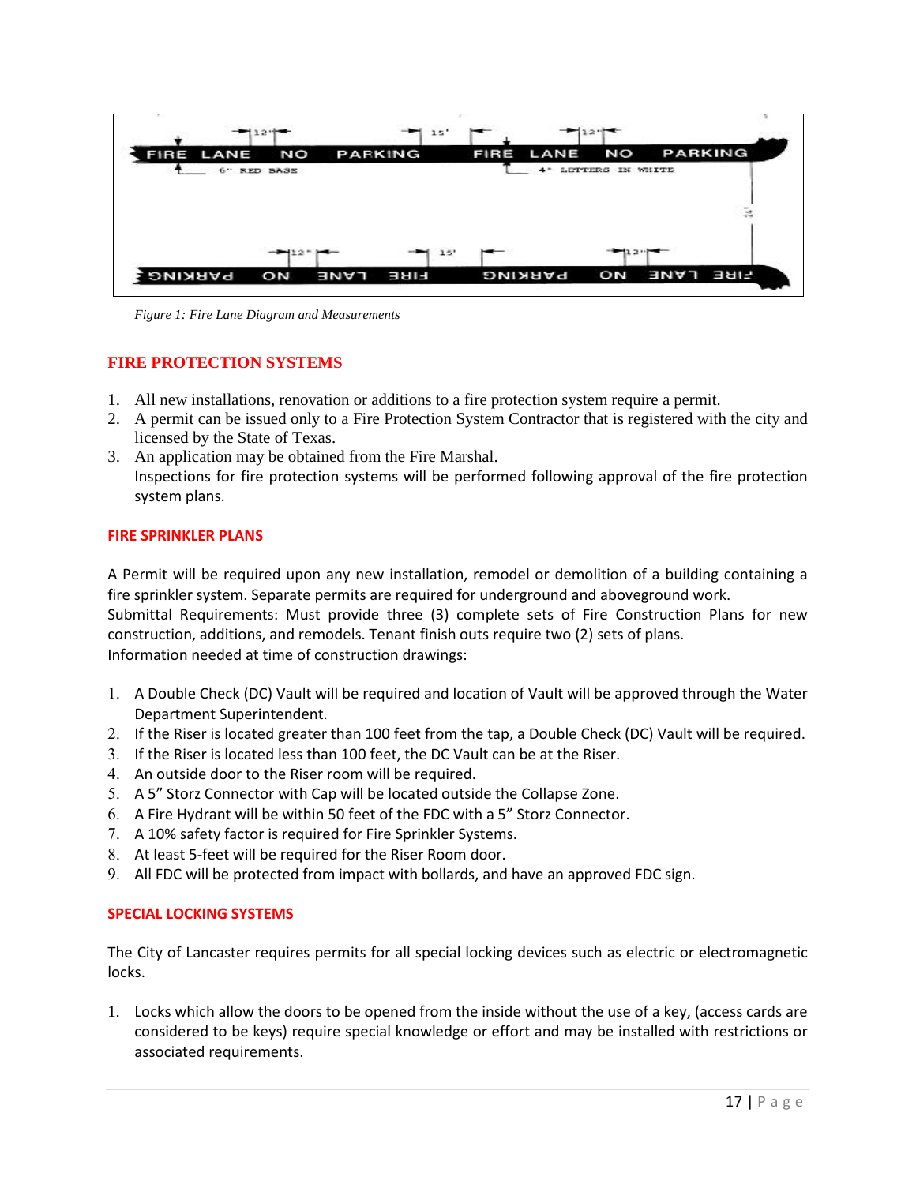*Figure 1: Fire Lane Diagram and Measurements*

## FIRE PROTECTION SYSTEMS

1. All new installations, renovation or additions to a fire protection system require a permit.
2. A permit can be issued only to a Fire Protection System Contractor that is registered with the city and licensed by the State of Texas.
3. An application may be obtained from the Fire Marshal.
   Inspections for fire protection systems will be performed following approval of the fire protection system plans.

### FIRE SPRINKLER PLANS

A Permit will be required upon any new installation, remodel or demolition of a building containing a fire sprinkler system. Separate permits are required for underground and aboveground work.
Submittal Requirements: Must provide three (3) complete sets of Fire Construction Plans for new construction, additions, and remodels. Tenant finish outs require two (2) sets of plans.
Information needed at time of construction drawings:

1. A Double Check (DC) Vault will be required and location of Vault will be approved through the Water Department Superintendent.
2. If the Riser is located greater than 100 feet from the tap, a Double Check (DC) Vault will be required.
3. If the Riser is located less than 100 feet, the DC Vault can be at the Riser.
4. An outside door to the Riser room will be required.
5. A 5" Storz Connector with Cap will be located outside the Collapse Zone.
6. A Fire Hydrant will be within 50 feet of the FDC with a 5" Storz Connector.
7. A 10% safety factor is required for Fire Sprinkler Systems.
8. At least 5-feet will be required for the Riser Room door.
9. All FDC will be protected from impact with bollards, and have an approved FDC sign.

### SPECIAL LOCKING SYSTEMS

The City of Lancaster requires permits for all special locking devices such as electric or electromagnetic locks.

1. Locks which allow the doors to be opened from the inside without the use of a key, (access cards are considered to be keys) require special knowledge or effort and may be installed with restrictions or associated requirements.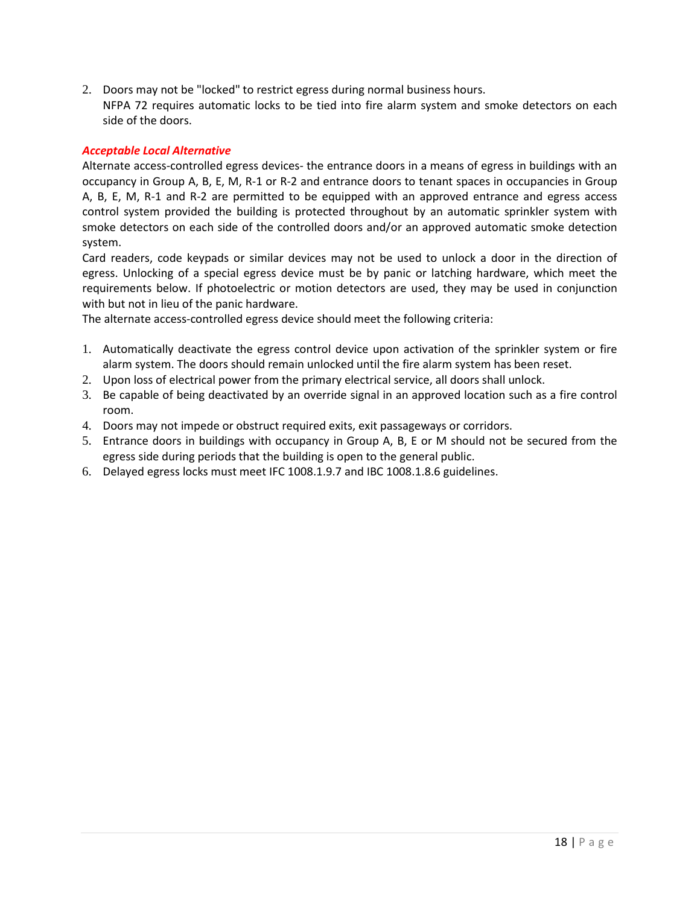2. Doors may not be "locked" to restrict egress during normal business hours.
   NFPA 72 requires automatic locks to be tied into fire alarm system and smoke detectors on each side of the doors.

***Acceptable Local Alternative***

Alternate access-controlled egress devices- the entrance doors in a means of egress in buildings with an occupancy in Group A, B, E, M, R-1 or R-2 and entrance doors to tenant spaces in occupancies in Group A, B, E, M, R-1 and R-2 are permitted to be equipped with an approved entrance and egress access control system provided the building is protected throughout by an automatic sprinkler system with smoke detectors on each side of the controlled doors and/or an approved automatic smoke detection system.

Card readers, code keypads or similar devices may not be used to unlock a door in the direction of egress. Unlocking of a special egress device must be by panic or latching hardware, which meet the requirements below. If photoelectric or motion detectors are used, they may be used in conjunction with but not in lieu of the panic hardware.

The alternate access-controlled egress device should meet the following criteria:

1. Automatically deactivate the egress control device upon activation of the sprinkler system or fire alarm system. The doors should remain unlocked until the fire alarm system has been reset.
2. Upon loss of electrical power from the primary electrical service, all doors shall unlock.
3. Be capable of being deactivated by an override signal in an approved location such as a fire control room.
4. Doors may not impede or obstruct required exits, exit passageways or corridors.
5. Entrance doors in buildings with occupancy in Group A, B, E or M should not be secured from the egress side during periods that the building is open to the general public.
6. Delayed egress locks must meet IFC 1008.1.9.7 and IBC 1008.1.8.6 guidelines.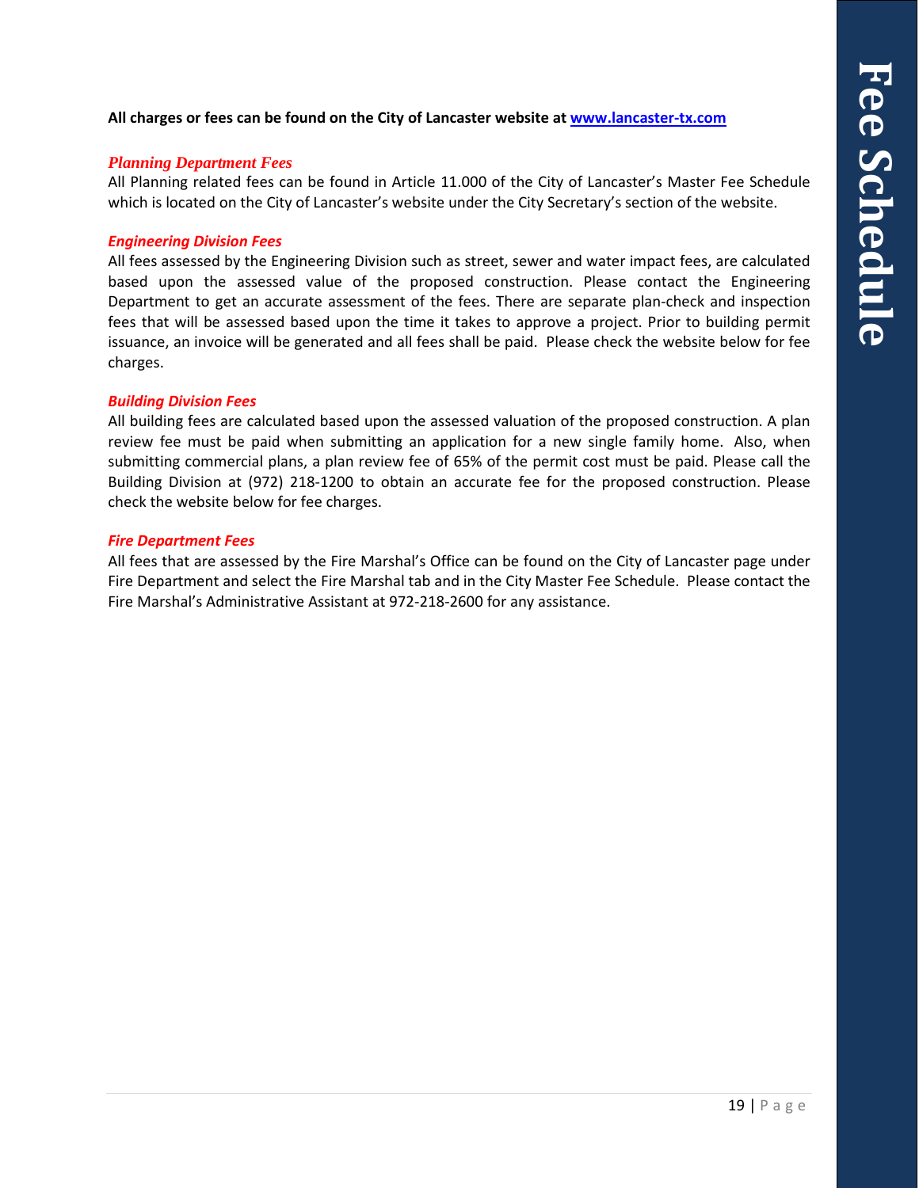**All charges or fees can be found on the City of Lancaster website at [www.lancaster-tx.com](http://www.lancaster-tx.com)**

### *Planning Department Fees*

All Planning related fees can be found in Article 11.000 of the City of Lancaster's Master Fee Schedule which is located on the City of Lancaster's website under the City Secretary's section of the website.

### *Engineering Division Fees*

All fees assessed by the Engineering Division such as street, sewer and water impact fees, are calculated based upon the assessed value of the proposed construction. Please contact the Engineering Department to get an accurate assessment of the fees. There are separate plan-check and inspection fees that will be assessed based upon the time it takes to approve a project. Prior to building permit issuance, an invoice will be generated and all fees shall be paid. Please check the website below for fee charges.

### *Building Division Fees*

All building fees are calculated based upon the assessed valuation of the proposed construction. A plan review fee must be paid when submitting an application for a new single family home. Also, when submitting commercial plans, a plan review fee of 65% of the permit cost must be paid. Please call the Building Division at (972) 218-1200 to obtain an accurate fee for the proposed construction. Please check the website below for fee charges.

### *Fire Department Fees*

All fees that are assessed by the Fire Marshal's Office can be found on the City of Lancaster page under Fire Department and select the Fire Marshal tab and in the City Master Fee Schedule. Please contact the Fire Marshal's Administrative Assistant at 972-218-2600 for any assistance.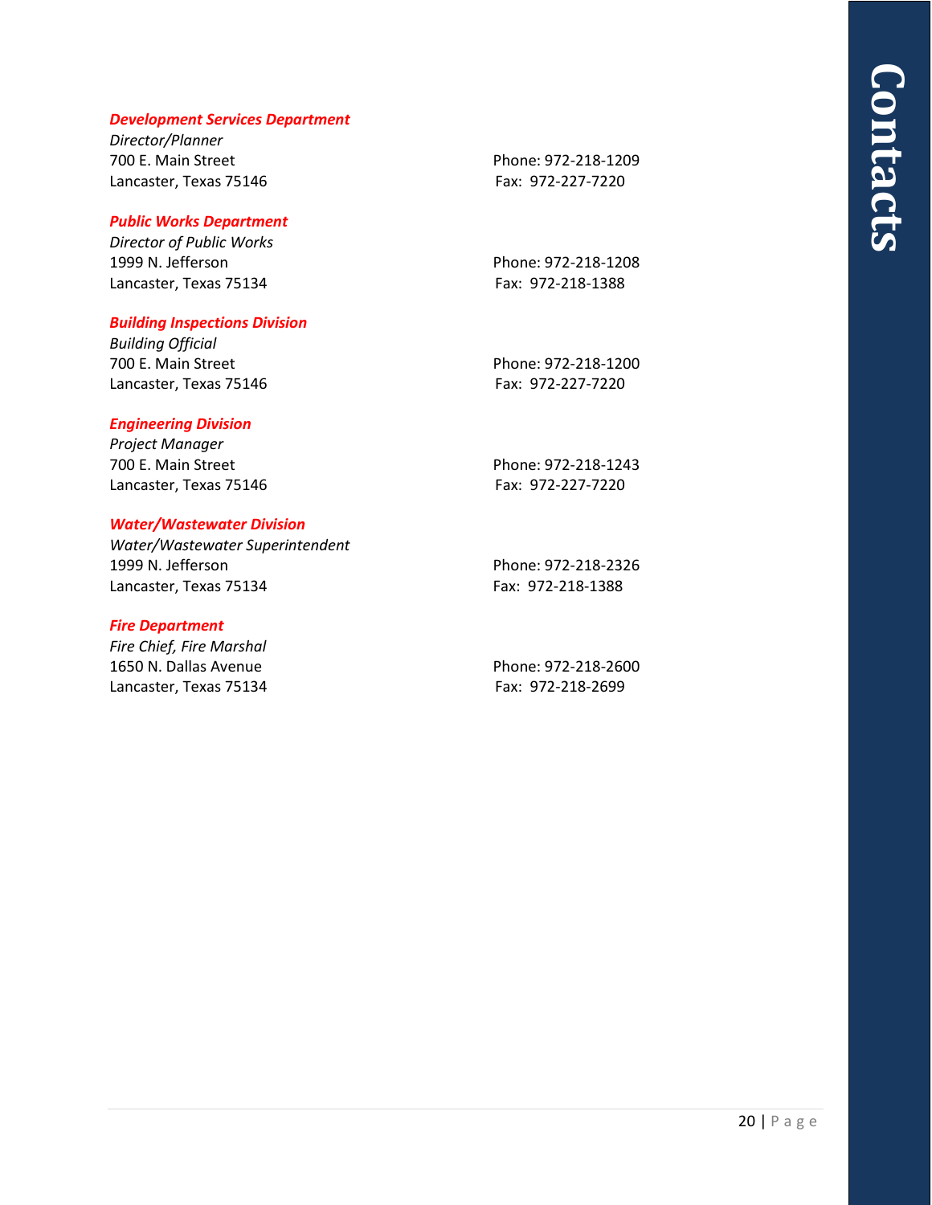# Contacts

***Development Services Department***
*Director/Planner*
700 E. Main Street
Lancaster, Texas 75146
Phone: 972-218-1209
Fax: 972-227-7220

***Public Works Department***
*Director of Public Works*
1999 N. Jefferson
Lancaster, Texas 75134
Phone: 972-218-1208
Fax: 972-218-1388

***Building Inspections Division***
*Building Official*
700 E. Main Street
Lancaster, Texas 75146
Phone: 972-218-1200
Fax: 972-227-7220

***Engineering Division***
*Project Manager*
700 E. Main Street
Lancaster, Texas 75146
Phone: 972-218-1243
Fax: 972-227-7220

***Water/Wastewater Division***
*Water/Wastewater Superintendent*
1999 N. Jefferson
Lancaster, Texas 75134
Phone: 972-218-2326
Fax: 972-218-1388

***Fire Department***
*Fire Chief, Fire Marshal*
1650 N. Dallas Avenue
Lancaster, Texas 75134
Phone: 972-218-2600
Fax: 972-218-2699